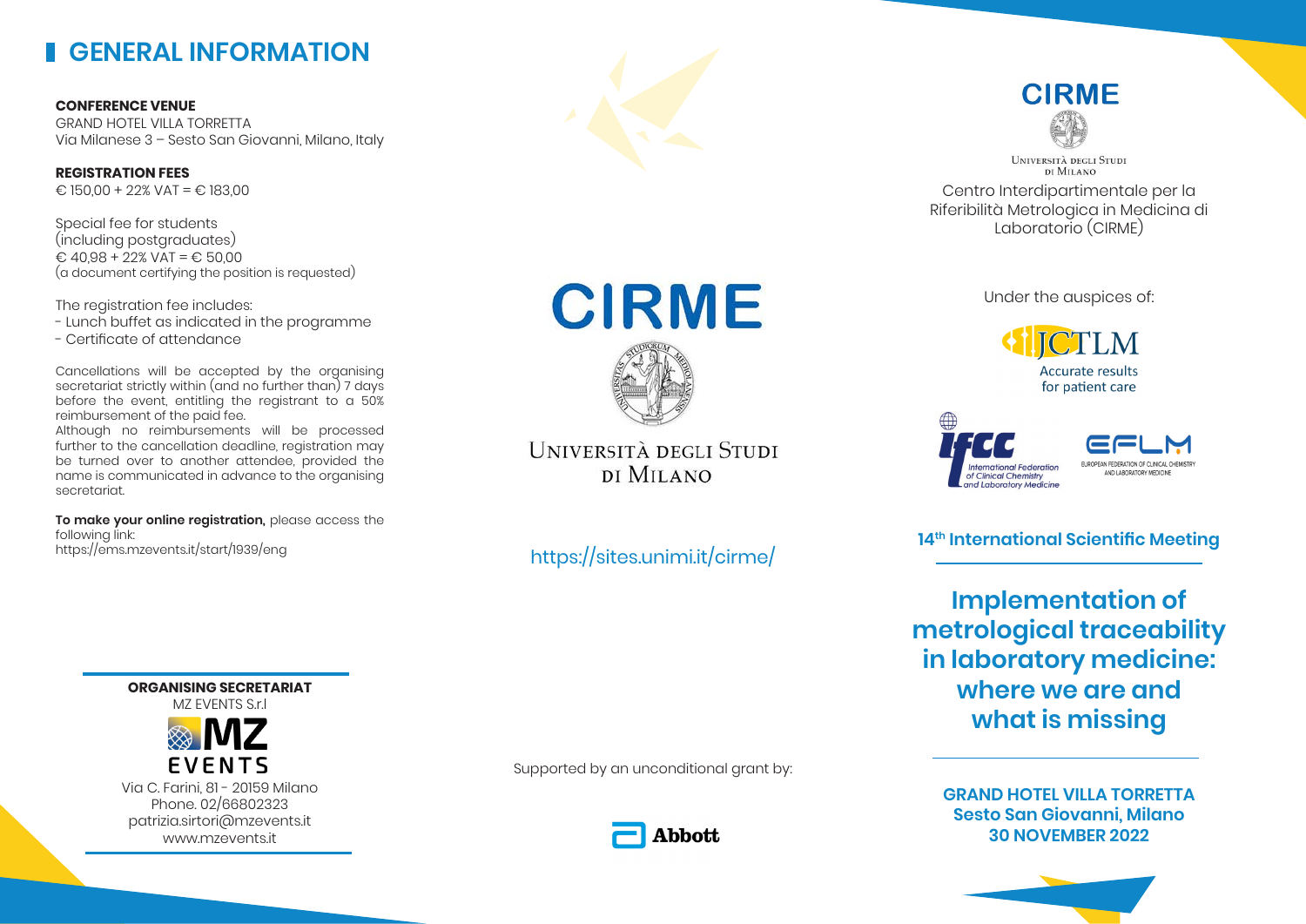# GENERAL INFORMATION

**CONFERENCE VENUE**
GRAND HOTEL VILLA TORRETTA
Via Milanese 3 – Sesto San Giovanni, Milano, Italy

**REGISTRATION FEES**
€ 150,00 + 22% VAT = € 183,00

Special fee for students
(including postgraduates)
€ 40,98 + 22% VAT = € 50,00
(a document certifying the position is requested)

The registration fee includes:
- Lunch buffet as indicated in the programme
- Certificate of attendance

Cancellations will be accepted by the organising secretariat strictly within (and no further than) 7 days before the event, entitling the registrant to a 50% reimbursement of the paid fee.
Although no reimbursements will be processed further to the cancellation deadline, registration may be turned over to another attendee, provided the name is communicated in advance to the organising secretariat.

**To make your online registration,** please access the following link:
https://ems.mzevents.it/start/1939/eng

**ORGANISING SECRETARIAT**
MZ EVENTS S.r.l

MZ EVENTS

Via C. Farini, 81 - 20159 Milano
Phone. 02/66802323
patrizia.sirtori@mzevents.it
www.mzevents.it

CIRME

UNIVERSITÀ DEGLI STUDI DI MILANO

https://sites.unimi.it/cirme/

Supported by an unconditional grant by:

Abbott

CIRME

UNIVERSITÀ DEGLI STUDI DI MILANO

Centro Interdipartimentale per la Riferibilità Metrologica in Medicina di Laboratorio (CIRME)

Under the auspices of:

JCTLM
Accurate results for patient care

IFCC
International Federation of Clinical Chemistry and Laboratory Medicine

EFLM
EUROPEAN FEDERATION OF CLINICAL CHEMISTRY AND LABORATORY MEDICINE

**14th International Scientific Meeting**

## Implementation of metrological traceability in laboratory medicine: where we are and what is missing

**GRAND HOTEL VILLA TORRETTA**
**Sesto San Giovanni, Milano**
**30 NOVEMBER 2022**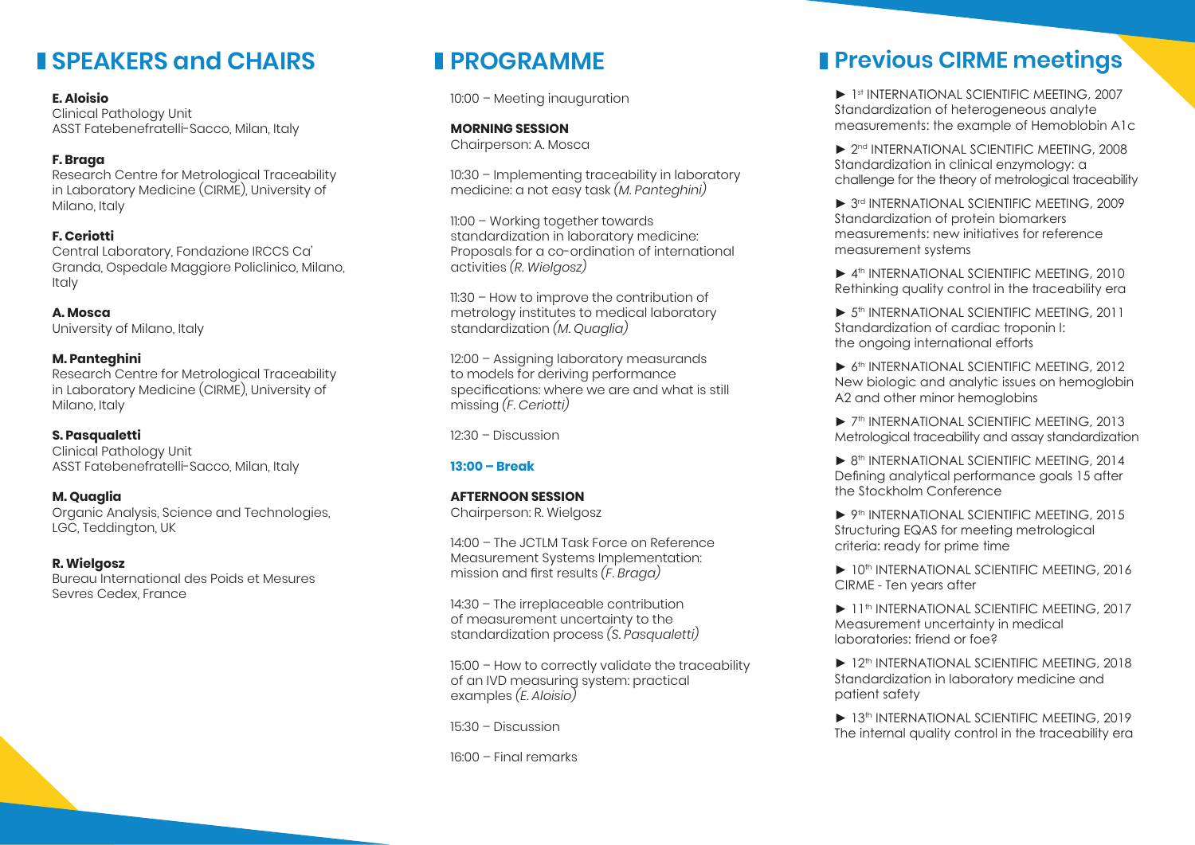## SPEAKERS and CHAIRS

**E. Aloisio**
Clinical Pathology Unit
ASST Fatebenefratelli-Sacco, Milan, Italy

**F. Braga**
Research Centre for Metrological Traceability in Laboratory Medicine (CIRME), University of Milano, Italy

**F. Ceriotti**
Central Laboratory, Fondazione IRCCS Ca' Granda, Ospedale Maggiore Policlinico, Milano, Italy

**A. Mosca**
University of Milano, Italy

**M. Panteghini**
Research Centre for Metrological Traceability in Laboratory Medicine (CIRME), University of Milano, Italy

**S. Pasqualetti**
Clinical Pathology Unit
ASST Fatebenefratelli-Sacco, Milan, Italy

**M. Quaglia**
Organic Analysis, Science and Technologies, LGC, Teddington, UK

**R. Wielgosz**
Bureau International des Poids et Mesures
Sevres Cedex, France

## PROGRAMME

10:00 – Meeting inauguration

**MORNING SESSION**
Chairperson: A. Mosca

10:30 – Implementing traceability in laboratory medicine: a not easy task *(M. Panteghini)*

11:00 – Working together towards standardization in laboratory medicine: Proposals for a co-ordination of international activities *(R. Wielgosz)*

11:30 – How to improve the contribution of metrology institutes to medical laboratory standardization *(M. Quaglia)*

12:00 – Assigning laboratory measurands to models for deriving performance specifications: where we are and what is still missing *(F. Ceriotti)*

12:30 – Discussion

**13:00 – Break**

**AFTERNOON SESSION**
Chairperson: R. Wielgosz

14:00 – The JCTLM Task Force on Reference Measurement Systems Implementation: mission and first results *(F. Braga)*

14:30 – The irreplaceable contribution of measurement uncertainty to the standardization process *(S. Pasqualetti)*

15:00 – How to correctly validate the traceability of an IVD measuring system: practical examples *(E. Aloisio)*

15:30 – Discussion

16:00 – Final remarks

## Previous CIRME meetings

► 1st INTERNATIONAL SCIENTIFIC MEETING, 2007
Standardization of heterogeneous analyte measurements: the example of Hemoblobin A1c

► 2nd INTERNATIONAL SCIENTIFIC MEETING, 2008
Standardization in clinical enzymology: a challenge for the theory of metrological traceability

► 3rd INTERNATIONAL SCIENTIFIC MEETING, 2009
Standardization of protein biomarkers measurements: new initiatives for reference measurement systems

► 4th INTERNATIONAL SCIENTIFIC MEETING, 2010
Rethinking quality control in the traceability era

► 5th INTERNATIONAL SCIENTIFIC MEETING, 2011
Standardization of cardiac troponin I: the ongoing international efforts

► 6th INTERNATIONAL SCIENTIFIC MEETING, 2012
New biologic and analytic issues on hemoglobin A2 and other minor hemoglobins

► 7th INTERNATIONAL SCIENTIFIC MEETING, 2013
Metrological traceability and assay standardization

► 8th INTERNATIONAL SCIENTIFIC MEETING, 2014
Defining analytical performance goals 15 after the Stockholm Conference

► 9th INTERNATIONAL SCIENTIFIC MEETING, 2015
Structuring EQAS for meeting metrological criteria: ready for prime time

► 10th INTERNATIONAL SCIENTIFIC MEETING, 2016
CIRME - Ten years after

► 11th INTERNATIONAL SCIENTIFIC MEETING, 2017
Measurement uncertainty in medical laboratories: friend or foe?

► 12th INTERNATIONAL SCIENTIFIC MEETING, 2018
Standardization in laboratory medicine and patient safety

► 13th INTERNATIONAL SCIENTIFIC MEETING, 2019
The internal quality control in the traceability era